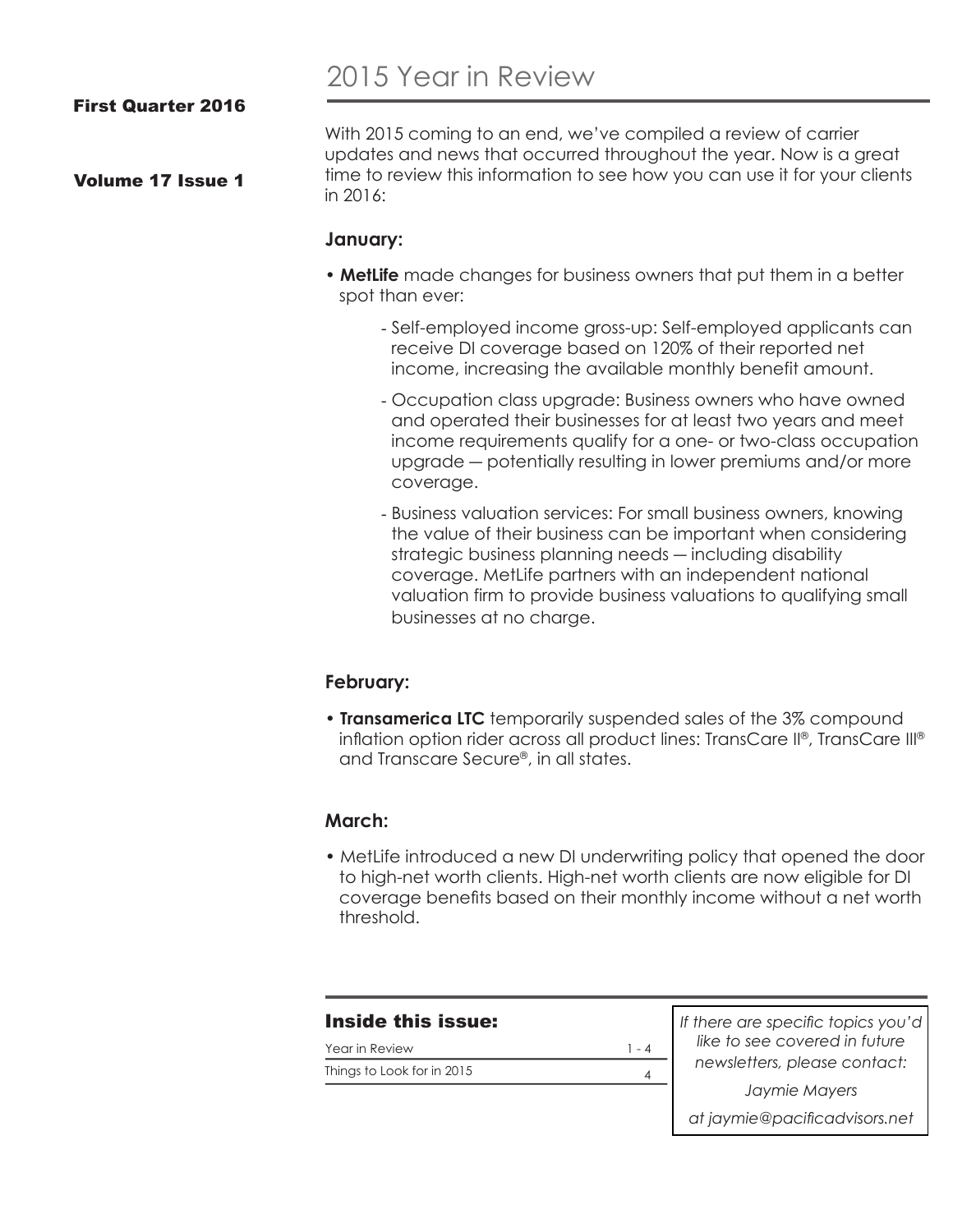# 2015 Year in Review

**First Quarter 2016**

**Volume 17 Issue 1**

With 2015 coming to an end, we've compiled a review of carrier updates and news that occurred throughout the year. Now is a great time to review this information to see how you can use it for your clients in 2016:

### January:

- **MetLife** made changes for business owners that put them in a better spot than ever:
  - Self-employed income gross-up: Self-employed applicants can receive DI coverage based on 120% of their reported net income, increasing the available monthly benefit amount.
  - Occupation class upgrade: Business owners who have owned and operated their businesses for at least two years and meet income requirements qualify for a one- or two-class occupation upgrade — potentially resulting in lower premiums and/or more coverage.
  - Business valuation services: For small business owners, knowing the value of their business can be important when considering strategic business planning needs — including disability coverage. MetLife partners with an independent national valuation firm to provide business valuations to qualifying small businesses at no charge.

### February:

- **Transamerica LTC** temporarily suspended sales of the 3% compound inflation option rider across all product lines: TransCare II®, TransCare III® and Transcare Secure®, in all states.

### March:

- MetLife introduced a new DI underwriting policy that opened the door to high-net worth clients. High-net worth clients are now eligible for DI coverage benefits based on their monthly income without a net worth threshold.

## Inside this issue:

| | |
|---|---|
| Year in Review | 1 - 4 |
| Things to Look for in 2015 | 4 |

*If there are specific topics you'd like to see covered in future newsletters, please contact:*

*Jaymie Mayers*

*at jaymie@pacificadvisors.net*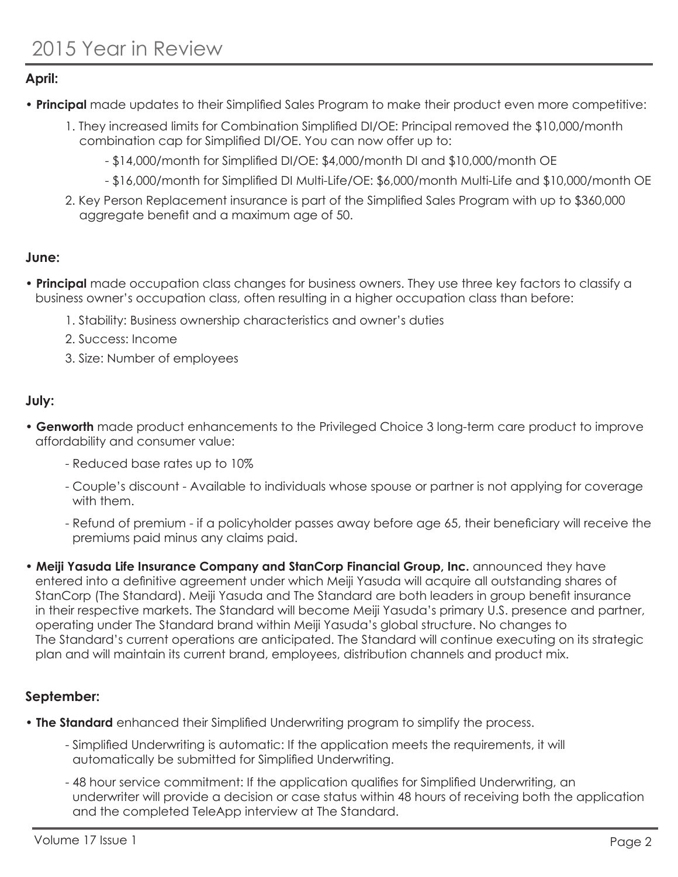# 2015 Year in Review

**April:**

- **Principal** made updates to their Simplified Sales Program to make their product even more competitive:
  1. They increased limits for Combination Simplified DI/OE: Principal removed the $10,000/month combination cap for Simplified DI/OE. You can now offer up to:
     - $14,000/month for Simplified DI/OE: $4,000/month DI and $10,000/month OE
     - $16,000/month for Simplified DI Multi-Life/OE: $6,000/month Multi-Life and $10,000/month OE
  2. Key Person Replacement insurance is part of the Simplified Sales Program with up to $360,000 aggregate benefit and a maximum age of 50.

**June:**

- **Principal** made occupation class changes for business owners. They use three key factors to classify a business owner's occupation class, often resulting in a higher occupation class than before:
  1. Stability: Business ownership characteristics and owner's duties
  2. Success: Income
  3. Size: Number of employees

**July:**

- **Genworth** made product enhancements to the Privileged Choice 3 long-term care product to improve affordability and consumer value:
  - Reduced base rates up to 10%
  - Couple's discount - Available to individuals whose spouse or partner is not applying for coverage with them.
  - Refund of premium - if a policyholder passes away before age 65, their beneficiary will receive the premiums paid minus any claims paid.
- **Meiji Yasuda Life Insurance Company and StanCorp Financial Group, Inc.** announced they have entered into a definitive agreement under which Meiji Yasuda will acquire all outstanding shares of StanCorp (The Standard). Meiji Yasuda and The Standard are both leaders in group benefit insurance in their respective markets. The Standard will become Meiji Yasuda's primary U.S. presence and partner, operating under The Standard brand within Meiji Yasuda's global structure. No changes to The Standard's current operations are anticipated. The Standard will continue executing on its strategic plan and will maintain its current brand, employees, distribution channels and product mix.

**September:**

- **The Standard** enhanced their Simplified Underwriting program to simplify the process.
  - Simplified Underwriting is automatic: If the application meets the requirements, it will automatically be submitted for Simplified Underwriting.
  - 48 hour service commitment: If the application qualifies for Simplified Underwriting, an underwriter will provide a decision or case status within 48 hours of receiving both the application and the completed TeleApp interview at The Standard.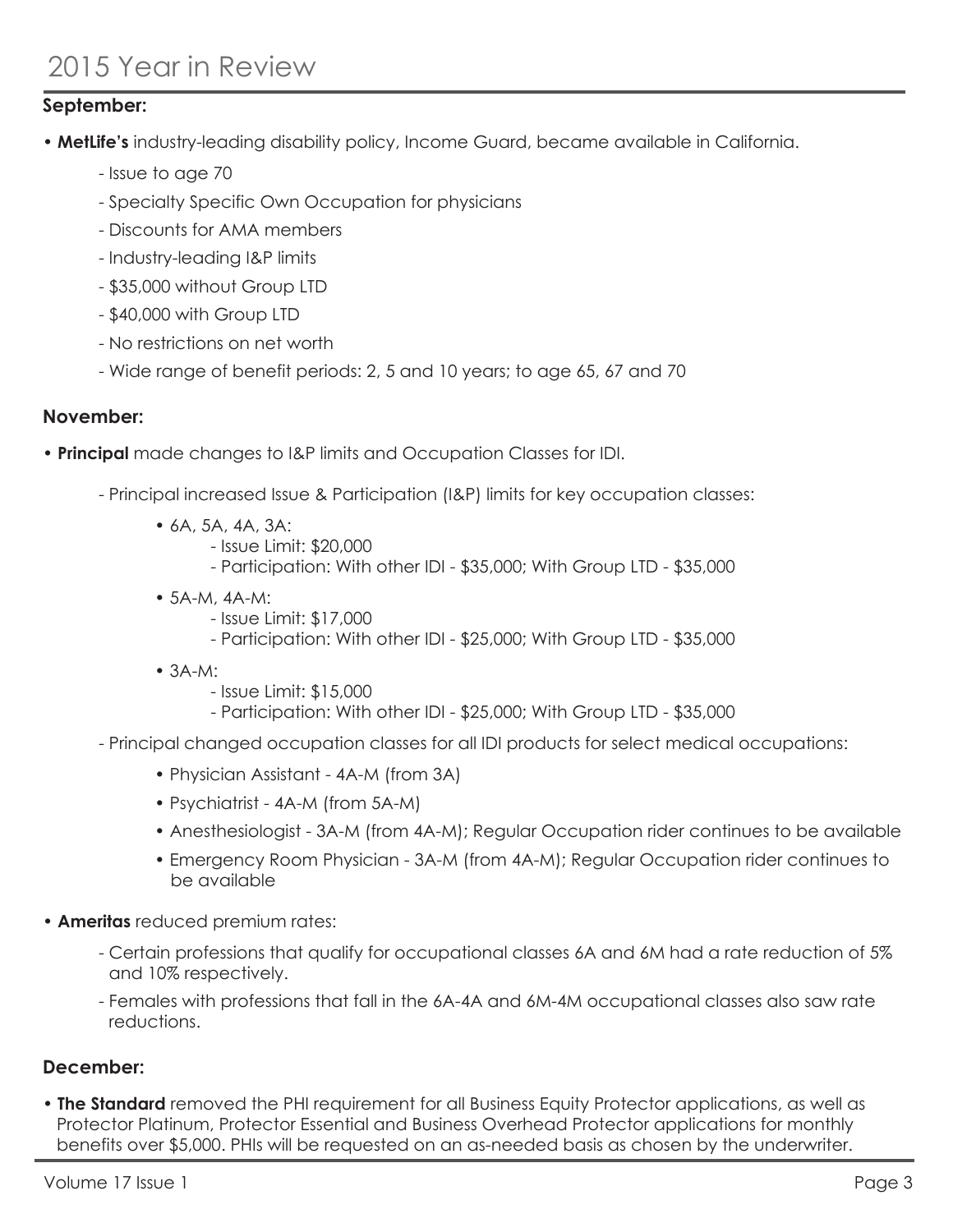# 2015 Year in Review

**September:**

- **MetLife's** industry-leading disability policy, Income Guard, became available in California.
    - Issue to age 70
    - Specialty Specific Own Occupation for physicians
    - Discounts for AMA members
    - Industry-leading I&P limits
    - $35,000 without Group LTD
    - $40,000 with Group LTD
    - No restrictions on net worth
    - Wide range of benefit periods: 2, 5 and 10 years; to age 65, 67 and 70

**November:**

- **Principal** made changes to I&P limits and Occupation Classes for IDI.
    - Principal increased Issue & Participation (I&P) limits for key occupation classes:
        - 6A, 5A, 4A, 3A:
            - Issue Limit: $20,000
            - Participation: With other IDI - $35,000; With Group LTD - $35,000
        - 5A-M, 4A-M:
            - Issue Limit: $17,000
            - Participation: With other IDI - $25,000; With Group LTD - $35,000
        - 3A-M:
            - Issue Limit: $15,000
            - Participation: With other IDI - $25,000; With Group LTD - $35,000
    - Principal changed occupation classes for all IDI products for select medical occupations:
        - Physician Assistant - 4A-M (from 3A)
        - Psychiatrist - 4A-M (from 5A-M)
        - Anesthesiologist - 3A-M (from 4A-M); Regular Occupation rider continues to be available
        - Emergency Room Physician - 3A-M (from 4A-M); Regular Occupation rider continues to be available
- **Ameritas** reduced premium rates:
    - Certain professions that qualify for occupational classes 6A and 6M had a rate reduction of 5% and 10% respectively.
    - Females with professions that fall in the 6A-4A and 6M-4M occupational classes also saw rate reductions.

**December:**

- **The Standard** removed the PHI requirement for all Business Equity Protector applications, as well as Protector Platinum, Protector Essential and Business Overhead Protector applications for monthly benefits over $5,000. PHIs will be requested on an as-needed basis as chosen by the underwriter.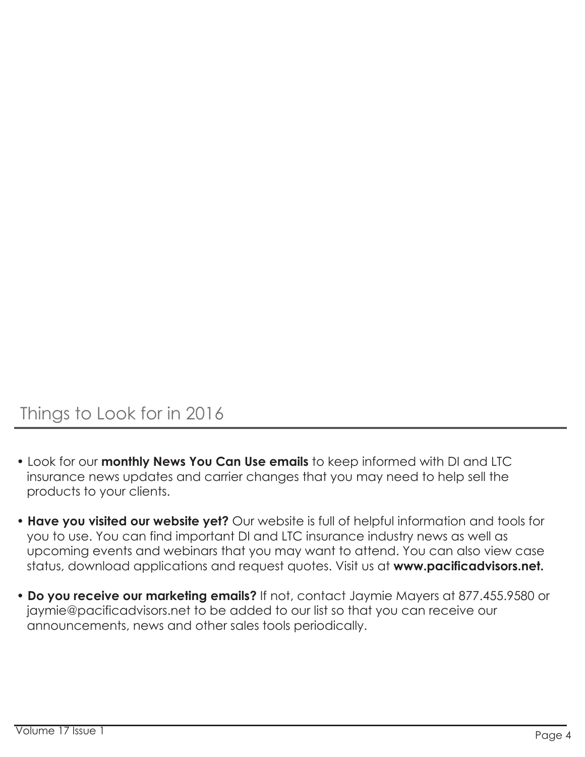## Things to Look for in 2016

- Look for our **monthly News You Can Use emails** to keep informed with DI and LTC insurance news updates and carrier changes that you may need to help sell the products to your clients.
- **Have you visited our website yet?** Our website is full of helpful information and tools for you to use. You can find important DI and LTC insurance industry news as well as upcoming events and webinars that you may want to attend. You can also view case status, download applications and request quotes. Visit us at **www.pacificadvisors.net.**
- **Do you receive our marketing emails?** If not, contact Jaymie Mayers at 877.455.9580 or jaymie@pacificadvisors.net to be added to our list so that you can receive our announcements, news and other sales tools periodically.